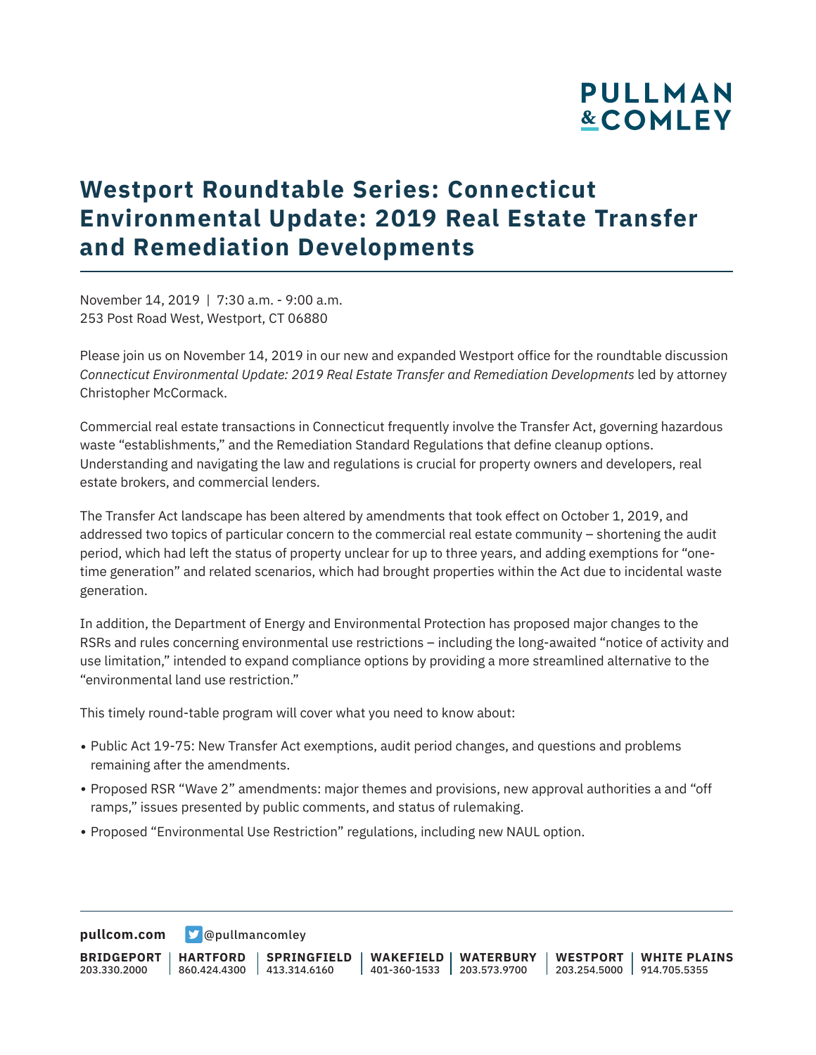# Westport Roundtable Series: Connecticut Environmental Update: 2019 Real Estate Transfer and Remediation Developments

November 14, 2019 | 7:30 a.m. - 9:00 a.m.
253 Post Road West, Westport, CT 06880

Please join us on November 14, 2019 in our new and expanded Westport office for the roundtable discussion *Connecticut Environmental Update: 2019 Real Estate Transfer and Remediation Developments* led by attorney Christopher McCormack.

Commercial real estate transactions in Connecticut frequently involve the Transfer Act, governing hazardous waste "establishments," and the Remediation Standard Regulations that define cleanup options. Understanding and navigating the law and regulations is crucial for property owners and developers, real estate brokers, and commercial lenders.

The Transfer Act landscape has been altered by amendments that took effect on October 1, 2019, and addressed two topics of particular concern to the commercial real estate community – shortening the audit period, which had left the status of property unclear for up to three years, and adding exemptions for "one-time generation" and related scenarios, which had brought properties within the Act due to incidental waste generation.

In addition, the Department of Energy and Environmental Protection has proposed major changes to the RSRs and rules concerning environmental use restrictions – including the long-awaited "notice of activity and use limitation," intended to expand compliance options by providing a more streamlined alternative to the "environmental land use restriction."

This timely round-table program will cover what you need to know about:

- Public Act 19-75: New Transfer Act exemptions, audit period changes, and questions and problems remaining after the amendments.
- Proposed RSR "Wave 2" amendments: major themes and provisions, new approval authorities a and "off ramps," issues presented by public comments, and status of rulemaking.
- Proposed "Environmental Use Restriction" regulations, including new NAUL option.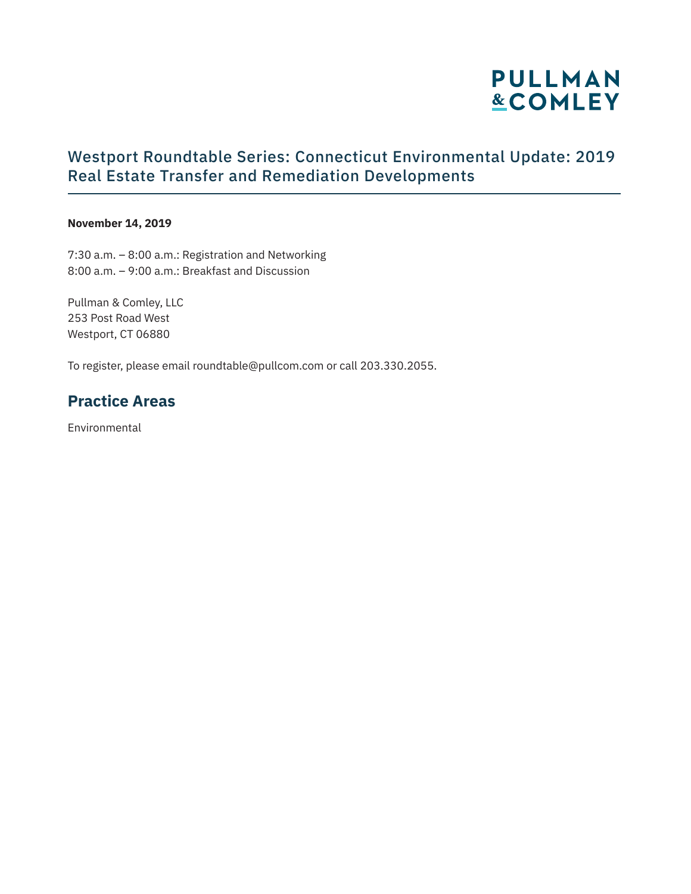# Westport Roundtable Series: Connecticut Environmental Update: 2019 Real Estate Transfer and Remediation Developments

**November 14, 2019**

7:30 a.m. – 8:00 a.m.: Registration and Networking
8:00 a.m. – 9:00 a.m.: Breakfast and Discussion

Pullman & Comley, LLC
253 Post Road West
Westport, CT 06880

To register, please email roundtable@pullcom.com or call 203.330.2055.

## Practice Areas

Environmental